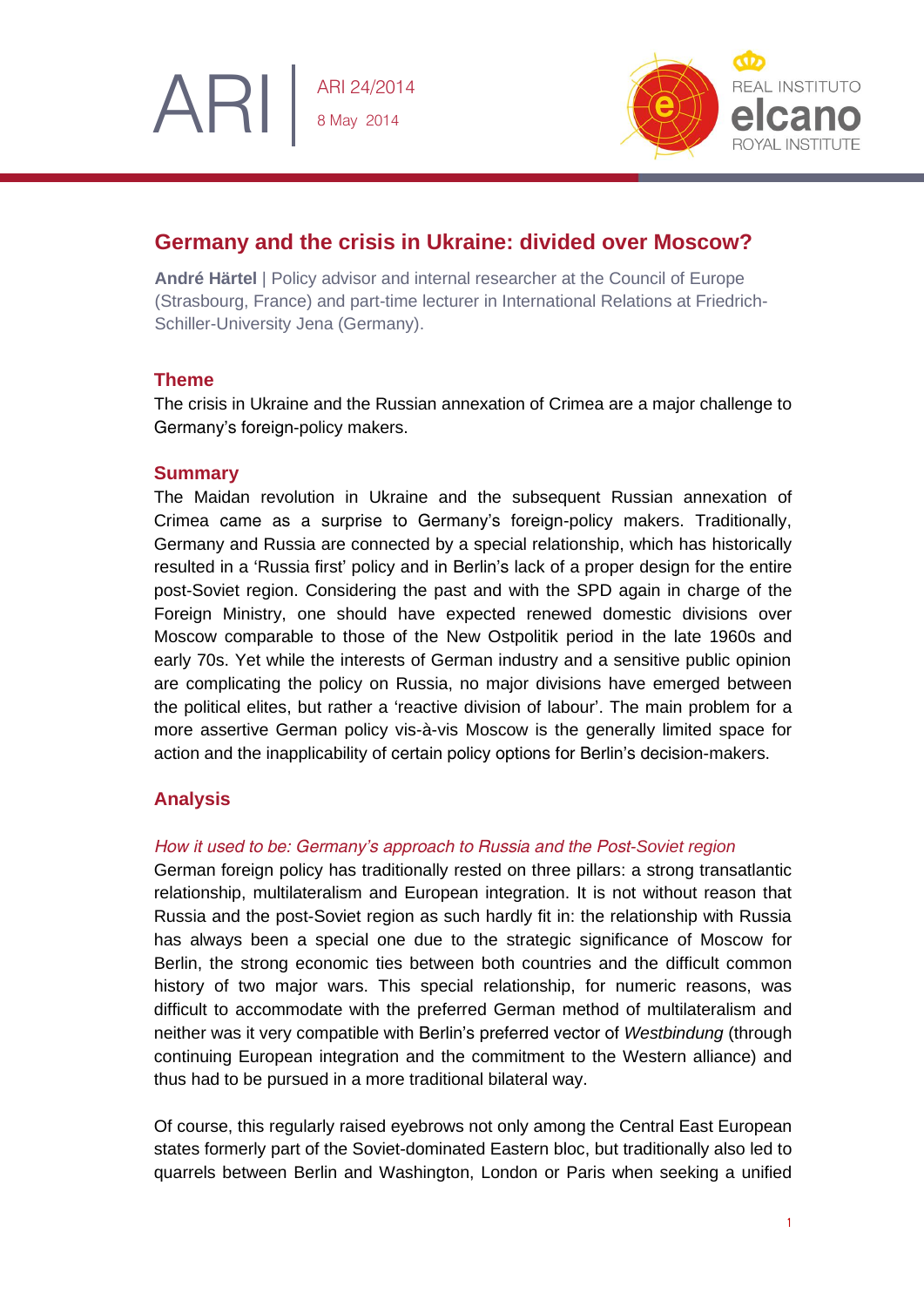ARI | ARI 24/2014
8 May 2014

# Germany and the crisis in Ukraine: divided over Moscow?

**André Härtel** | Policy advisor and internal researcher at the Council of Europe (Strasbourg, France) and part-time lecturer in International Relations at Friedrich-Schiller-University Jena (Germany).

## Theme

The crisis in Ukraine and the Russian annexation of Crimea are a major challenge to Germany's foreign-policy makers.

## Summary

The Maidan revolution in Ukraine and the subsequent Russian annexation of Crimea came as a surprise to Germany's foreign-policy makers. Traditionally, Germany and Russia are connected by a special relationship, which has historically resulted in a 'Russia first' policy and in Berlin's lack of a proper design for the entire post-Soviet region. Considering the past and with the SPD again in charge of the Foreign Ministry, one should have expected renewed domestic divisions over Moscow comparable to those of the New Ostpolitik period in the late 1960s and early 70s. Yet while the interests of German industry and a sensitive public opinion are complicating the policy on Russia, no major divisions have emerged between the political elites, but rather a 'reactive division of labour'. The main problem for a more assertive German policy vis-à-vis Moscow is the generally limited space for action and the inapplicability of certain policy options for Berlin's decision-makers.

## Analysis

### *How it used to be: Germany's approach to Russia and the Post-Soviet region*

German foreign policy has traditionally rested on three pillars: a strong transatlantic relationship, multilateralism and European integration. It is not without reason that Russia and the post-Soviet region as such hardly fit in: the relationship with Russia has always been a special one due to the strategic significance of Moscow for Berlin, the strong economic ties between both countries and the difficult common history of two major wars. This special relationship, for numeric reasons, was difficult to accommodate with the preferred German method of multilateralism and neither was it very compatible with Berlin's preferred vector of *Westbindung* (through continuing European integration and the commitment to the Western alliance) and thus had to be pursued in a more traditional bilateral way.

Of course, this regularly raised eyebrows not only among the Central East European states formerly part of the Soviet-dominated Eastern bloc, but traditionally also led to quarrels between Berlin and Washington, London or Paris when seeking a unified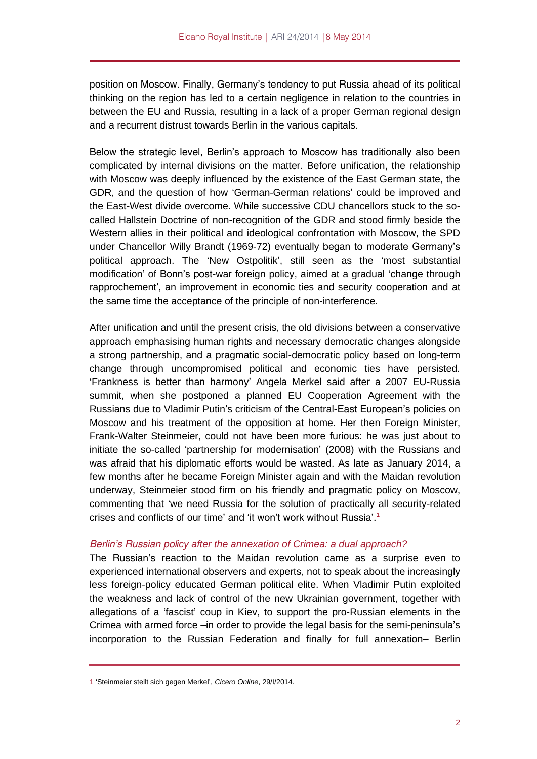position on Moscow. Finally, Germany's tendency to put Russia ahead of its political thinking on the region has led to a certain negligence in relation to the countries in between the EU and Russia, resulting in a lack of a proper German regional design and a recurrent distrust towards Berlin in the various capitals.

Below the strategic level, Berlin's approach to Moscow has traditionally also been complicated by internal divisions on the matter. Before unification, the relationship with Moscow was deeply influenced by the existence of the East German state, the GDR, and the question of how 'German-German relations' could be improved and the East-West divide overcome. While successive CDU chancellors stuck to the so-called Hallstein Doctrine of non-recognition of the GDR and stood firmly beside the Western allies in their political and ideological confrontation with Moscow, the SPD under Chancellor Willy Brandt (1969-72) eventually began to moderate Germany's political approach. The 'New Ostpolitik', still seen as the 'most substantial modification' of Bonn's post-war foreign policy, aimed at a gradual 'change through rapprochement', an improvement in economic ties and security cooperation and at the same time the acceptance of the principle of non-interference.

After unification and until the present crisis, the old divisions between a conservative approach emphasising human rights and necessary democratic changes alongside a strong partnership, and a pragmatic social-democratic policy based on long-term change through uncompromised political and economic ties have persisted. 'Frankness is better than harmony' Angela Merkel said after a 2007 EU-Russia summit, when she postponed a planned EU Cooperation Agreement with the Russians due to Vladimir Putin's criticism of the Central-East European's policies on Moscow and his treatment of the opposition at home. Her then Foreign Minister, Frank-Walter Steinmeier, could not have been more furious: he was just about to initiate the so-called 'partnership for modernisation' (2008) with the Russians and was afraid that his diplomatic efforts would be wasted. As late as January 2014, a few months after he became Foreign Minister again and with the Maidan revolution underway, Steinmeier stood firm on his friendly and pragmatic policy on Moscow, commenting that 'we need Russia for the solution of practically all security-related crises and conflicts of our time' and 'it won't work without Russia'.[1]

### *Berlin's Russian policy after the annexation of Crimea: a dual approach?*

The Russian's reaction to the Maidan revolution came as a surprise even to experienced international observers and experts, not to speak about the increasingly less foreign-policy educated German political elite. When Vladimir Putin exploited the weakness and lack of control of the new Ukrainian government, together with allegations of a 'fascist' coup in Kiev, to support the pro-Russian elements in the Crimea with armed force –in order to provide the legal basis for the semi-peninsula's incorporation to the Russian Federation and finally for full annexation– Berlin

[1] 'Steinmeier stellt sich gegen Merkel', *Cicero Online*, 29/I/2014.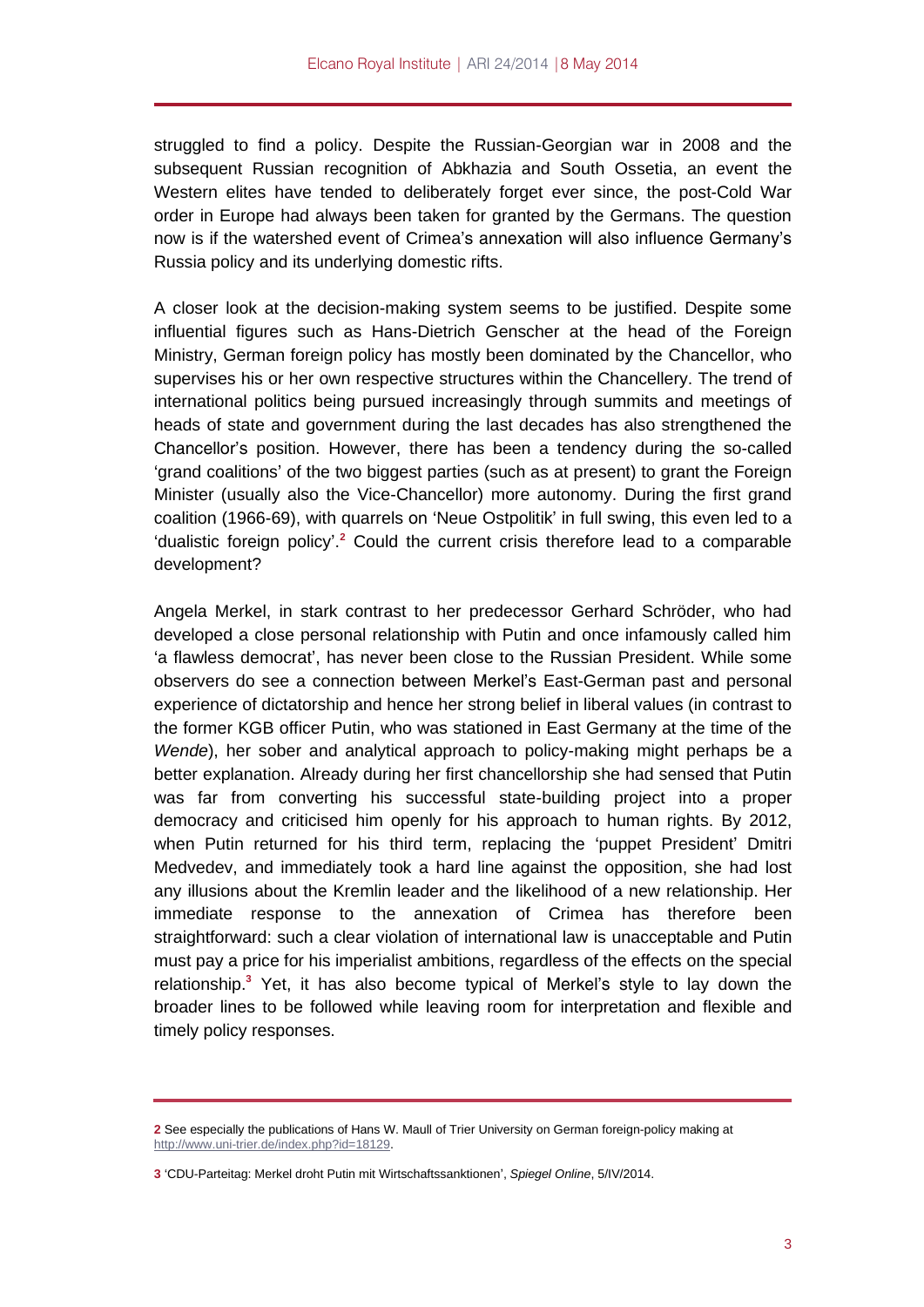struggled to find a policy. Despite the Russian-Georgian war in 2008 and the subsequent Russian recognition of Abkhazia and South Ossetia, an event the Western elites have tended to deliberately forget ever since, the post-Cold War order in Europe had always been taken for granted by the Germans. The question now is if the watershed event of Crimea's annexation will also influence Germany's Russia policy and its underlying domestic rifts.

A closer look at the decision-making system seems to be justified. Despite some influential figures such as Hans-Dietrich Genscher at the head of the Foreign Ministry, German foreign policy has mostly been dominated by the Chancellor, who supervises his or her own respective structures within the Chancellery. The trend of international politics being pursued increasingly through summits and meetings of heads of state and government during the last decades has also strengthened the Chancellor's position. However, there has been a tendency during the so-called 'grand coalitions' of the two biggest parties (such as at present) to grant the Foreign Minister (usually also the Vice-Chancellor) more autonomy. During the first grand coalition (1966-69), with quarrels on 'Neue Ostpolitik' in full swing, this even led to a 'dualistic foreign policy'.[2] Could the current crisis therefore lead to a comparable development?

Angela Merkel, in stark contrast to her predecessor Gerhard Schröder, who had developed a close personal relationship with Putin and once infamously called him 'a flawless democrat', has never been close to the Russian President. While some observers do see a connection between Merkel's East-German past and personal experience of dictatorship and hence her strong belief in liberal values (in contrast to the former KGB officer Putin, who was stationed in East Germany at the time of the *Wende*), her sober and analytical approach to policy-making might perhaps be a better explanation. Already during her first chancellorship she had sensed that Putin was far from converting his successful state-building project into a proper democracy and criticised him openly for his approach to human rights. By 2012, when Putin returned for his third term, replacing the 'puppet President' Dmitri Medvedev, and immediately took a hard line against the opposition, she had lost any illusions about the Kremlin leader and the likelihood of a new relationship. Her immediate response to the annexation of Crimea has therefore been straightforward: such a clear violation of international law is unacceptable and Putin must pay a price for his imperialist ambitions, regardless of the effects on the special relationship.[3] Yet, it has also become typical of Merkel's style to lay down the broader lines to be followed while leaving room for interpretation and flexible and timely policy responses.

---

**2** See especially the publications of Hans W. Maull of Trier University on German foreign-policy making at http://www.uni-trier.de/index.php?id=18129.

**3** 'CDU-Parteitag: Merkel droht Putin mit Wirtschaftssanktionen', *Spiegel Online*, 5/IV/2014.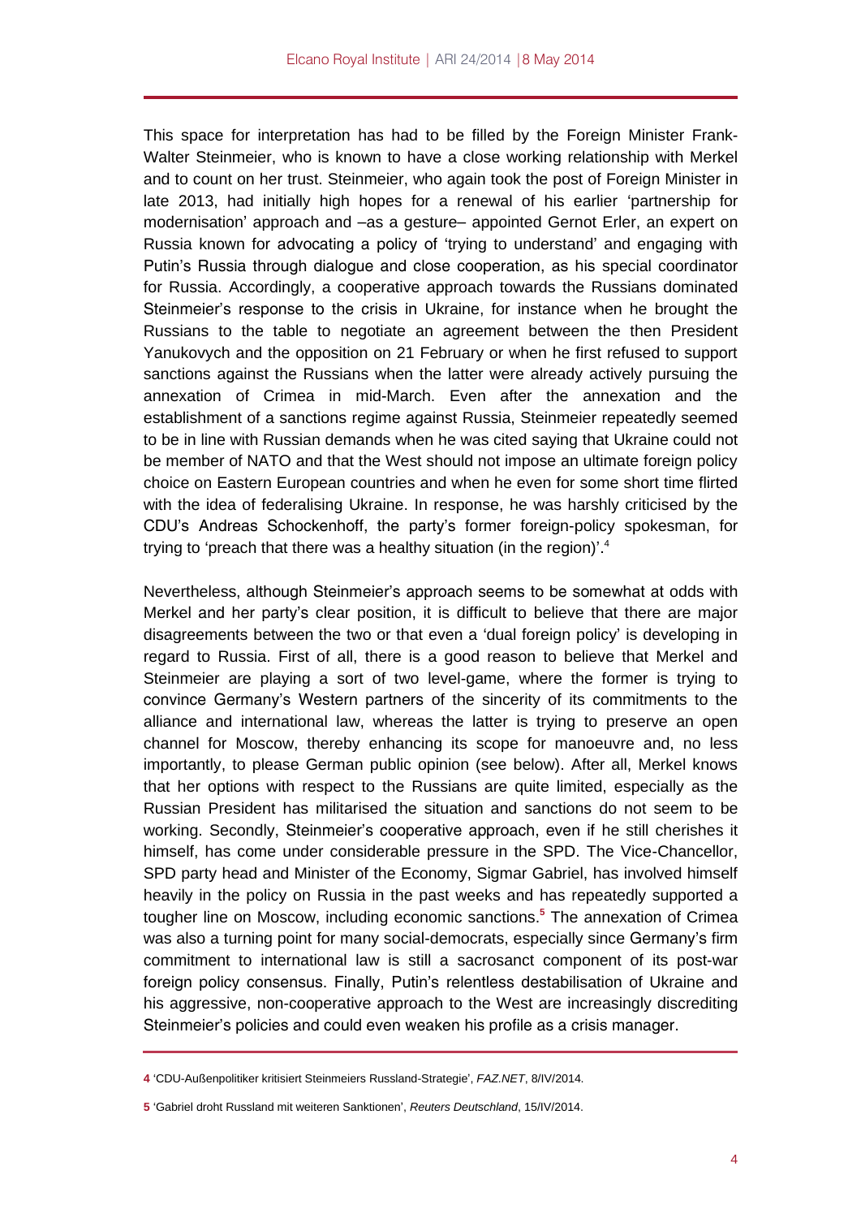This space for interpretation has had to be filled by the Foreign Minister Frank-Walter Steinmeier, who is known to have a close working relationship with Merkel and to count on her trust. Steinmeier, who again took the post of Foreign Minister in late 2013, had initially high hopes for a renewal of his earlier 'partnership for modernisation' approach and –as a gesture– appointed Gernot Erler, an expert on Russia known for advocating a policy of 'trying to understand' and engaging with Putin's Russia through dialogue and close cooperation, as his special coordinator for Russia. Accordingly, a cooperative approach towards the Russians dominated Steinmeier's response to the crisis in Ukraine, for instance when he brought the Russians to the table to negotiate an agreement between the then President Yanukovych and the opposition on 21 February or when he first refused to support sanctions against the Russians when the latter were already actively pursuing the annexation of Crimea in mid-March. Even after the annexation and the establishment of a sanctions regime against Russia, Steinmeier repeatedly seemed to be in line with Russian demands when he was cited saying that Ukraine could not be member of NATO and that the West should not impose an ultimate foreign policy choice on Eastern European countries and when he even for some short time flirted with the idea of federalising Ukraine. In response, he was harshly criticised by the CDU's Andreas Schockenhoff, the party's former foreign-policy spokesman, for trying to 'preach that there was a healthy situation (in the region)'.[4]

Nevertheless, although Steinmeier's approach seems to be somewhat at odds with Merkel and her party's clear position, it is difficult to believe that there are major disagreements between the two or that even a 'dual foreign policy' is developing in regard to Russia. First of all, there is a good reason to believe that Merkel and Steinmeier are playing a sort of two level-game, where the former is trying to convince Germany's Western partners of the sincerity of its commitments to the alliance and international law, whereas the latter is trying to preserve an open channel for Moscow, thereby enhancing its scope for manoeuvre and, no less importantly, to please German public opinion (see below). After all, Merkel knows that her options with respect to the Russians are quite limited, especially as the Russian President has militarised the situation and sanctions do not seem to be working. Secondly, Steinmeier's cooperative approach, even if he still cherishes it himself, has come under considerable pressure in the SPD. The Vice-Chancellor, SPD party head and Minister of the Economy, Sigmar Gabriel, has involved himself heavily in the policy on Russia in the past weeks and has repeatedly supported a tougher line on Moscow, including economic sanctions.[5] The annexation of Crimea was also a turning point for many social-democrats, especially since Germany's firm commitment to international law is still a sacrosanct component of its post-war foreign policy consensus. Finally, Putin's relentless destabilisation of Ukraine and his aggressive, non-cooperative approach to the West are increasingly discrediting Steinmeier's policies and could even weaken his profile as a crisis manager.

---

**4** 'CDU-Außenpolitiker kritisiert Steinmeiers Russland-Strategie', *FAZ.NET*, 8/IV/2014.

**5** 'Gabriel droht Russland mit weiteren Sanktionen', *Reuters Deutschland*, 15/IV/2014.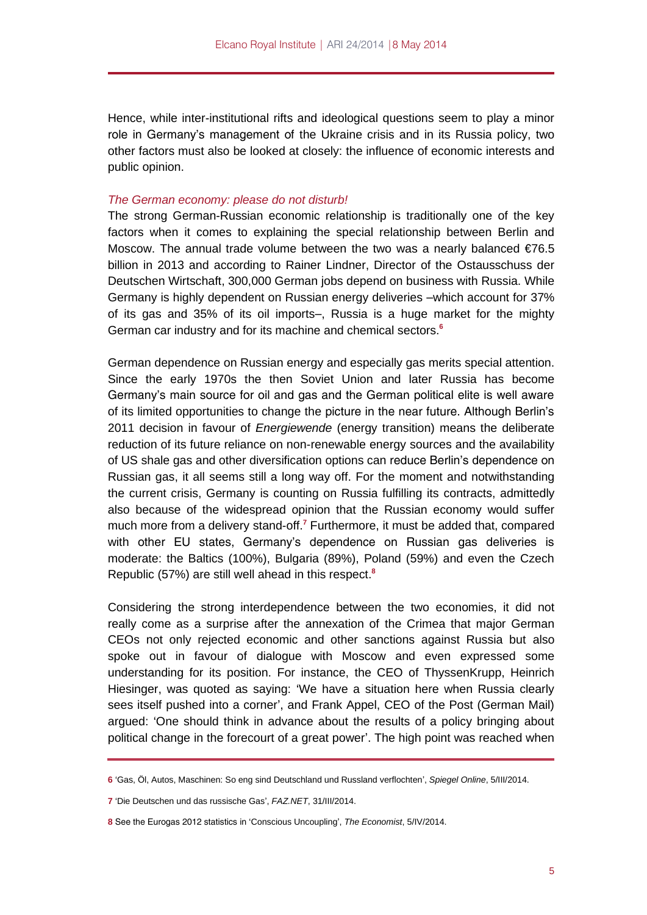Hence, while inter-institutional rifts and ideological questions seem to play a minor role in Germany's management of the Ukraine crisis and in its Russia policy, two other factors must also be looked at closely: the influence of economic interests and public opinion.

### *The German economy: please do not disturb!*

The strong German-Russian economic relationship is traditionally one of the key factors when it comes to explaining the special relationship between Berlin and Moscow. The annual trade volume between the two was a nearly balanced €76.5 billion in 2013 and according to Rainer Lindner, Director of the Ostausschuss der Deutschen Wirtschaft, 300,000 German jobs depend on business with Russia. While Germany is highly dependent on Russian energy deliveries –which account for 37% of its gas and 35% of its oil imports–, Russia is a huge market for the mighty German car industry and for its machine and chemical sectors.[6]

German dependence on Russian energy and especially gas merits special attention. Since the early 1970s the then Soviet Union and later Russia has become Germany's main source for oil and gas and the German political elite is well aware of its limited opportunities to change the picture in the near future. Although Berlin's 2011 decision in favour of *Energiewende* (energy transition) means the deliberate reduction of its future reliance on non-renewable energy sources and the availability of US shale gas and other diversification options can reduce Berlin's dependence on Russian gas, it all seems still a long way off. For the moment and notwithstanding the current crisis, Germany is counting on Russia fulfilling its contracts, admittedly also because of the widespread opinion that the Russian economy would suffer much more from a delivery stand-off.[7] Furthermore, it must be added that, compared with other EU states, Germany's dependence on Russian gas deliveries is moderate: the Baltics (100%), Bulgaria (89%), Poland (59%) and even the Czech Republic (57%) are still well ahead in this respect.[8]

Considering the strong interdependence between the two economies, it did not really come as a surprise after the annexation of the Crimea that major German CEOs not only rejected economic and other sanctions against Russia but also spoke out in favour of dialogue with Moscow and even expressed some understanding for its position. For instance, the CEO of ThyssenKrupp, Heinrich Hiesinger, was quoted as saying: 'We have a situation here when Russia clearly sees itself pushed into a corner', and Frank Appel, CEO of the Post (German Mail) argued: 'One should think in advance about the results of a policy bringing about political change in the forecourt of a great power'. The high point was reached when

---

6 'Gas, Öl, Autos, Maschinen: So eng sind Deutschland und Russland verflochten', *Spiegel Online*, 5/III/2014.

7 'Die Deutschen und das russische Gas', *FAZ.NET*, 31/III/2014.

8 See the Eurogas 2012 statistics in 'Conscious Uncoupling', *The Economist*, 5/IV/2014.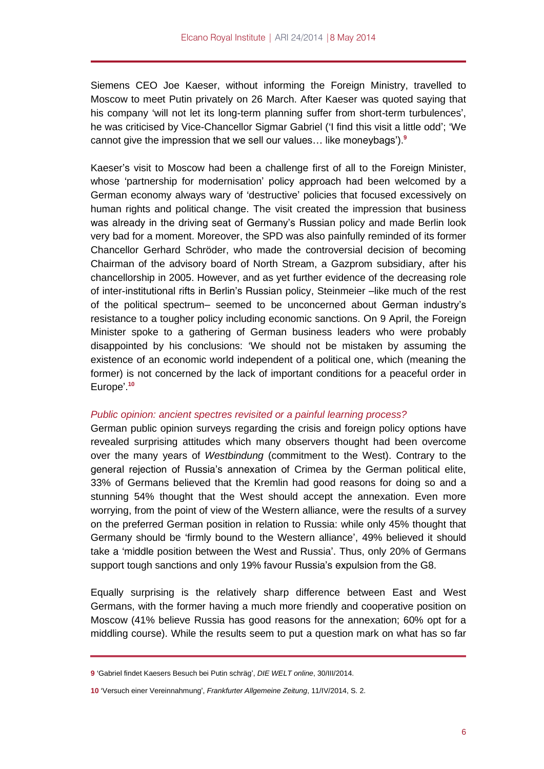Siemens CEO Joe Kaeser, without informing the Foreign Ministry, travelled to Moscow to meet Putin privately on 26 March. After Kaeser was quoted saying that his company 'will not let its long-term planning suffer from short-term turbulences', he was criticised by Vice-Chancellor Sigmar Gabriel ('I find this visit a little odd'; 'We cannot give the impression that we sell our values… like moneybags').[9]

Kaeser's visit to Moscow had been a challenge first of all to the Foreign Minister, whose 'partnership for modernisation' policy approach had been welcomed by a German economy always wary of 'destructive' policies that focused excessively on human rights and political change. The visit created the impression that business was already in the driving seat of Germany's Russian policy and made Berlin look very bad for a moment. Moreover, the SPD was also painfully reminded of its former Chancellor Gerhard Schröder, who made the controversial decision of becoming Chairman of the advisory board of North Stream, a Gazprom subsidiary, after his chancellorship in 2005. However, and as yet further evidence of the decreasing role of inter-institutional rifts in Berlin's Russian policy, Steinmeier –like much of the rest of the political spectrum– seemed to be unconcerned about German industry's resistance to a tougher policy including economic sanctions. On 9 April, the Foreign Minister spoke to a gathering of German business leaders who were probably disappointed by his conclusions: 'We should not be mistaken by assuming the existence of an economic world independent of a political one, which (meaning the former) is not concerned by the lack of important conditions for a peaceful order in Europe'.[10]

### *Public opinion: ancient spectres revisited or a painful learning process?*

German public opinion surveys regarding the crisis and foreign policy options have revealed surprising attitudes which many observers thought had been overcome over the many years of *Westbindung* (commitment to the West). Contrary to the general rejection of Russia's annexation of Crimea by the German political elite, 33% of Germans believed that the Kremlin had good reasons for doing so and a stunning 54% thought that the West should accept the annexation. Even more worrying, from the point of view of the Western alliance, were the results of a survey on the preferred German position in relation to Russia: while only 45% thought that Germany should be 'firmly bound to the Western alliance', 49% believed it should take a 'middle position between the West and Russia'. Thus, only 20% of Germans support tough sanctions and only 19% favour Russia's expulsion from the G8.

Equally surprising is the relatively sharp difference between East and West Germans, with the former having a much more friendly and cooperative position on Moscow (41% believe Russia has good reasons for the annexation; 60% opt for a middling course). While the results seem to put a question mark on what has so far

---

9 'Gabriel findet Kaesers Besuch bei Putin schräg', *DIE WELT online*, 30/III/2014.

10 'Versuch einer Vereinnahmung', *Frankfurter Allgemeine Zeitung*, 11/IV/2014, S. 2.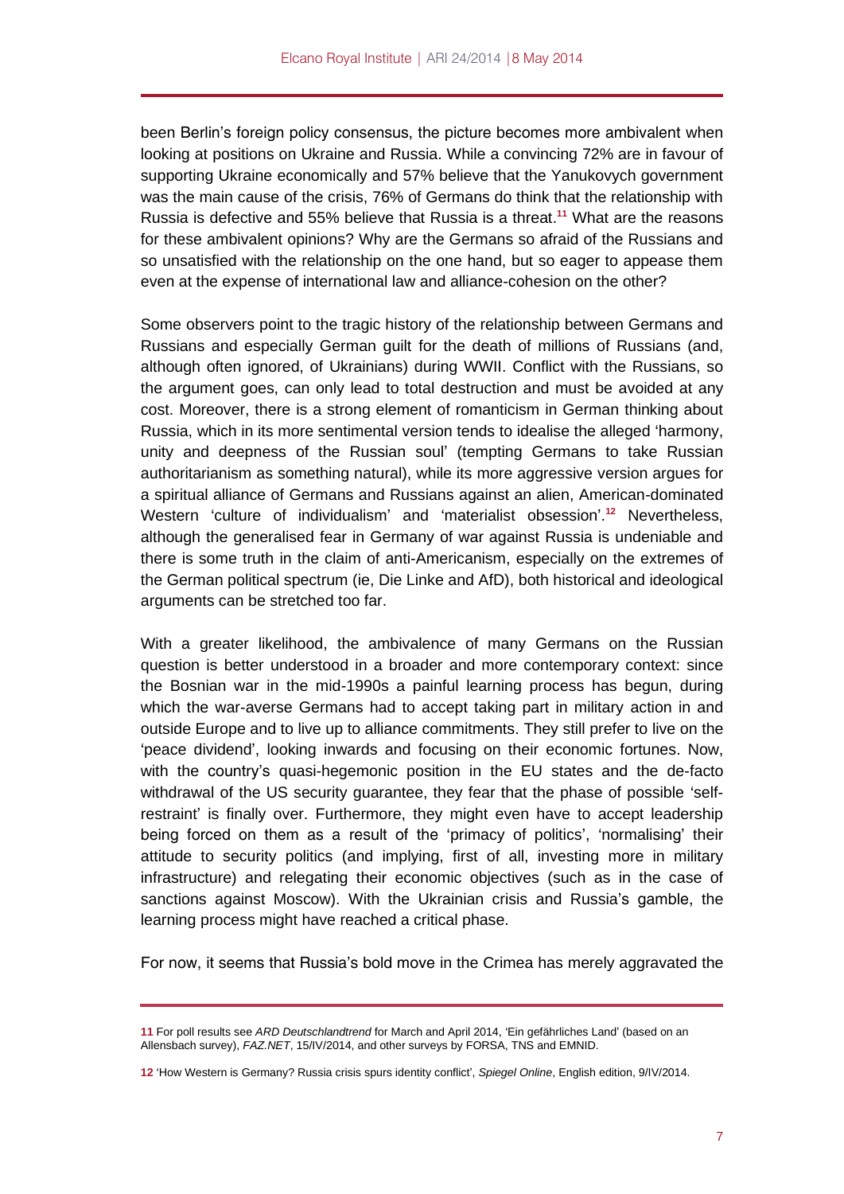been Berlin's foreign policy consensus, the picture becomes more ambivalent when looking at positions on Ukraine and Russia. While a convincing 72% are in favour of supporting Ukraine economically and 57% believe that the Yanukovych government was the main cause of the crisis, 76% of Germans do think that the relationship with Russia is defective and 55% believe that Russia is a threat.[11] What are the reasons for these ambivalent opinions? Why are the Germans so afraid of the Russians and so unsatisfied with the relationship on the one hand, but so eager to appease them even at the expense of international law and alliance-cohesion on the other?

Some observers point to the tragic history of the relationship between Germans and Russians and especially German guilt for the death of millions of Russians (and, although often ignored, of Ukrainians) during WWII. Conflict with the Russians, so the argument goes, can only lead to total destruction and must be avoided at any cost. Moreover, there is a strong element of romanticism in German thinking about Russia, which in its more sentimental version tends to idealise the alleged 'harmony, unity and deepness of the Russian soul' (tempting Germans to take Russian authoritarianism as something natural), while its more aggressive version argues for a spiritual alliance of Germans and Russians against an alien, American-dominated Western 'culture of individualism' and 'materialist obsession'.[12] Nevertheless, although the generalised fear in Germany of war against Russia is undeniable and there is some truth in the claim of anti-Americanism, especially on the extremes of the German political spectrum (ie, Die Linke and AfD), both historical and ideological arguments can be stretched too far.

With a greater likelihood, the ambivalence of many Germans on the Russian question is better understood in a broader and more contemporary context: since the Bosnian war in the mid-1990s a painful learning process has begun, during which the war-averse Germans had to accept taking part in military action in and outside Europe and to live up to alliance commitments. They still prefer to live on the 'peace dividend', looking inwards and focusing on their economic fortunes. Now, with the country's quasi-hegemonic position in the EU states and the de-facto withdrawal of the US security guarantee, they fear that the phase of possible 'self-restraint' is finally over. Furthermore, they might even have to accept leadership being forced on them as a result of the 'primacy of politics', 'normalising' their attitude to security politics (and implying, first of all, investing more in military infrastructure) and relegating their economic objectives (such as in the case of sanctions against Moscow). With the Ukrainian crisis and Russia's gamble, the learning process might have reached a critical phase.

For now, it seems that Russia's bold move in the Crimea has merely aggravated the

---

[11] For poll results see *ARD Deutschlandtrend* for March and April 2014, 'Ein gefährliches Land' (based on an Allensbach survey), *FAZ.NET*, 15/IV/2014, and other surveys by FORSA, TNS and EMNID.

[12] 'How Western is Germany? Russia crisis spurs identity conflict', *Spiegel Online*, English edition, 9/IV/2014.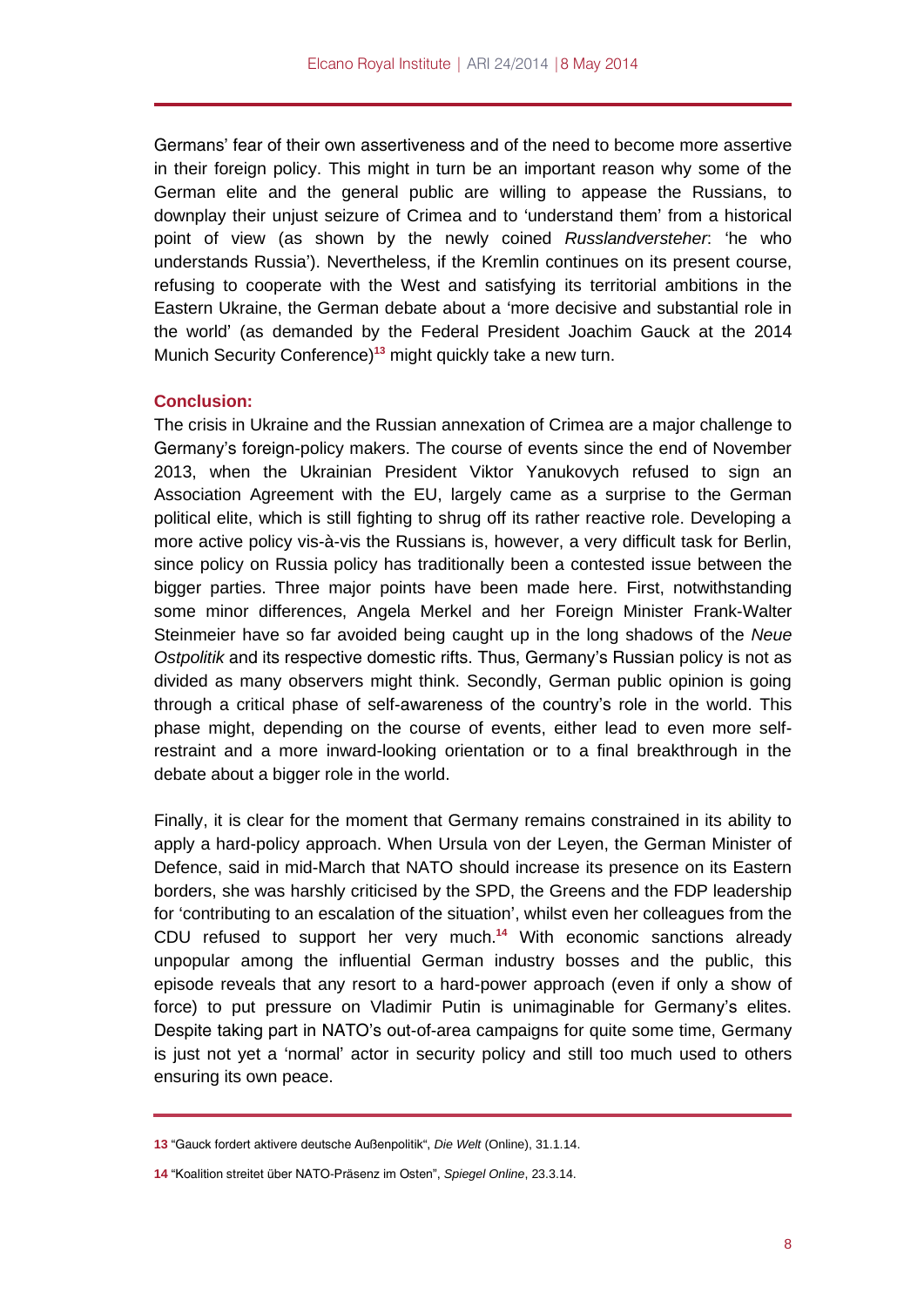Germans' fear of their own assertiveness and of the need to become more assertive in their foreign policy. This might in turn be an important reason why some of the German elite and the general public are willing to appease the Russians, to downplay their unjust seizure of Crimea and to 'understand them' from a historical point of view (as shown by the newly coined *Russlandversteher*: 'he who understands Russia'). Nevertheless, if the Kremlin continues on its present course, refusing to cooperate with the West and satisfying its territorial ambitions in the Eastern Ukraine, the German debate about a 'more decisive and substantial role in the world' (as demanded by the Federal President Joachim Gauck at the 2014 Munich Security Conference)[13] might quickly take a new turn.

## Conclusion:

The crisis in Ukraine and the Russian annexation of Crimea are a major challenge to Germany's foreign-policy makers. The course of events since the end of November 2013, when the Ukrainian President Viktor Yanukovych refused to sign an Association Agreement with the EU, largely came as a surprise to the German political elite, which is still fighting to shrug off its rather reactive role. Developing a more active policy vis-à-vis the Russians is, however, a very difficult task for Berlin, since policy on Russia policy has traditionally been a contested issue between the bigger parties. Three major points have been made here. First, notwithstanding some minor differences, Angela Merkel and her Foreign Minister Frank-Walter Steinmeier have so far avoided being caught up in the long shadows of the *Neue Ostpolitik* and its respective domestic rifts. Thus, Germany's Russian policy is not as divided as many observers might think. Secondly, German public opinion is going through a critical phase of self-awareness of the country's role in the world. This phase might, depending on the course of events, either lead to even more self-restraint and a more inward-looking orientation or to a final breakthrough in the debate about a bigger role in the world.

Finally, it is clear for the moment that Germany remains constrained in its ability to apply a hard-policy approach. When Ursula von der Leyen, the German Minister of Defence, said in mid-March that NATO should increase its presence on its Eastern borders, she was harshly criticised by the SPD, the Greens and the FDP leadership for 'contributing to an escalation of the situation', whilst even her colleagues from the CDU refused to support her very much.[14] With economic sanctions already unpopular among the influential German industry bosses and the public, this episode reveals that any resort to a hard-power approach (even if only a show of force) to put pressure on Vladimir Putin is unimaginable for Germany's elites. Despite taking part in NATO's out-of-area campaigns for quite some time, Germany is just not yet a 'normal' actor in security policy and still too much used to others ensuring its own peace.

---

**13** "Gauck fordert aktivere deutsche Außenpolitik", *Die Welt* (Online), 31.1.14.

**14** "Koalition streitet über NATO-Präsenz im Osten", *Spiegel Online*, 23.3.14.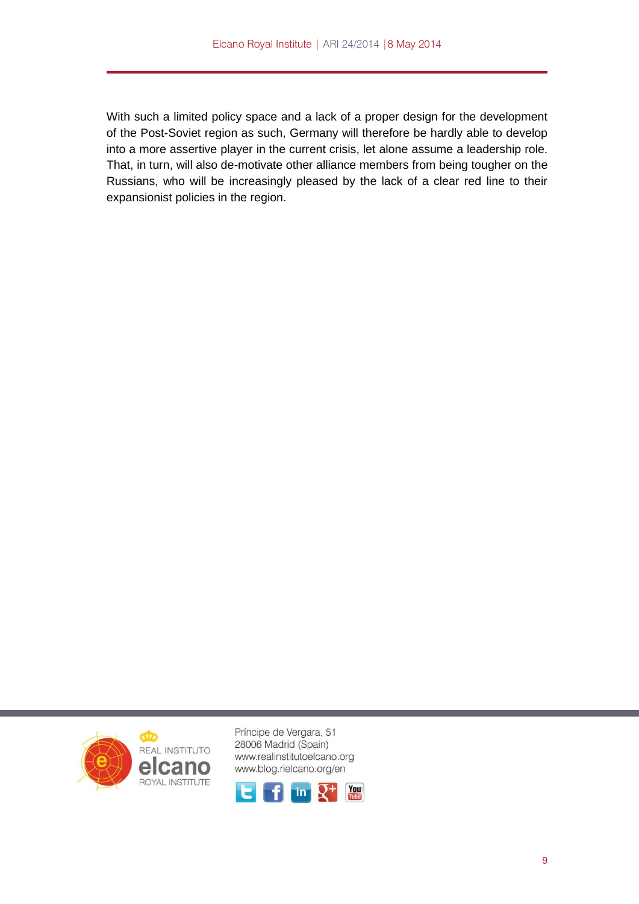With such a limited policy space and a lack of a proper design for the development of the Post-Soviet region as such, Germany will therefore be hardly able to develop into a more assertive player in the current crisis, let alone assume a leadership role. That, in turn, will also de-motivate other alliance members from being tougher on the Russians, who will be increasingly pleased by the lack of a clear red line to their expansionist policies in the region.

REAL INSTITUTO
elcano
ROYAL INSTITUTE

Príncipe de Vergara, 51
28006 Madrid (Spain)
www.realinstitutoelcano.org
www.blog.rielcano.org/en